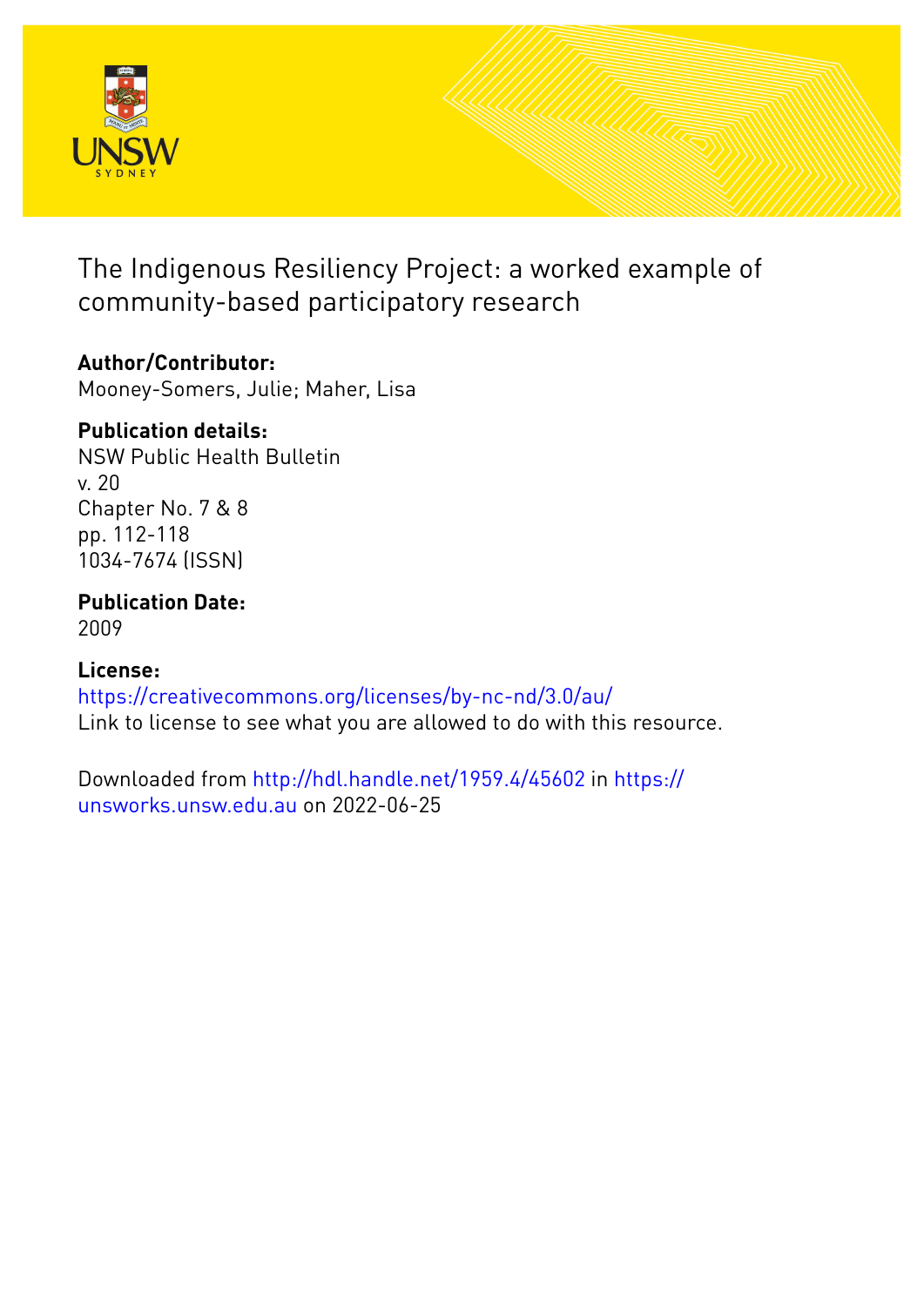# The Indigenous Resiliency Project: a worked example of community-based participatory research

**Author/Contributor:**
Mooney-Somers, Julie; Maher, Lisa

**Publication details:**
NSW Public Health Bulletin
v. 20
Chapter No. 7 & 8
pp. 112-118
1034-7674 (ISSN)

**Publication Date:**
2009

**License:**
https://creativecommons.org/licenses/by-nc-nd/3.0/au/
Link to license to see what you are allowed to do with this resource.

Downloaded from http://hdl.handle.net/1959.4/45602 in https://unsworks.unsw.edu.au on 2022-06-25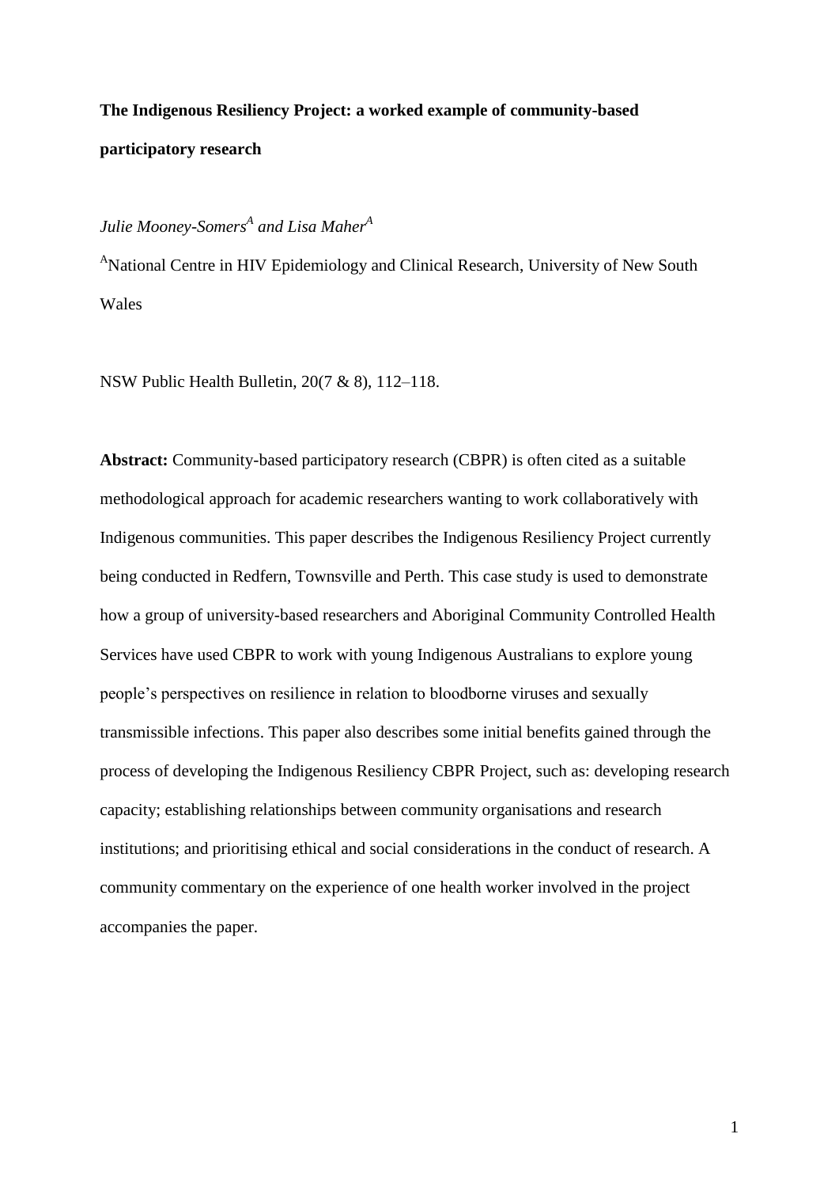**The Indigenous Resiliency Project: a worked example of community-based participatory research**

*Julie Mooney-Somers*[A] *and Lisa Maher*[A]

[A]National Centre in HIV Epidemiology and Clinical Research, University of New South Wales

NSW Public Health Bulletin, 20(7 & 8), 112–118.

**Abstract:** Community-based participatory research (CBPR) is often cited as a suitable methodological approach for academic researchers wanting to work collaboratively with Indigenous communities. This paper describes the Indigenous Resiliency Project currently being conducted in Redfern, Townsville and Perth. This case study is used to demonstrate how a group of university-based researchers and Aboriginal Community Controlled Health Services have used CBPR to work with young Indigenous Australians to explore young people's perspectives on resilience in relation to bloodborne viruses and sexually transmissible infections. This paper also describes some initial benefits gained through the process of developing the Indigenous Resiliency CBPR Project, such as: developing research capacity; establishing relationships between community organisations and research institutions; and prioritising ethical and social considerations in the conduct of research. A community commentary on the experience of one health worker involved in the project accompanies the paper.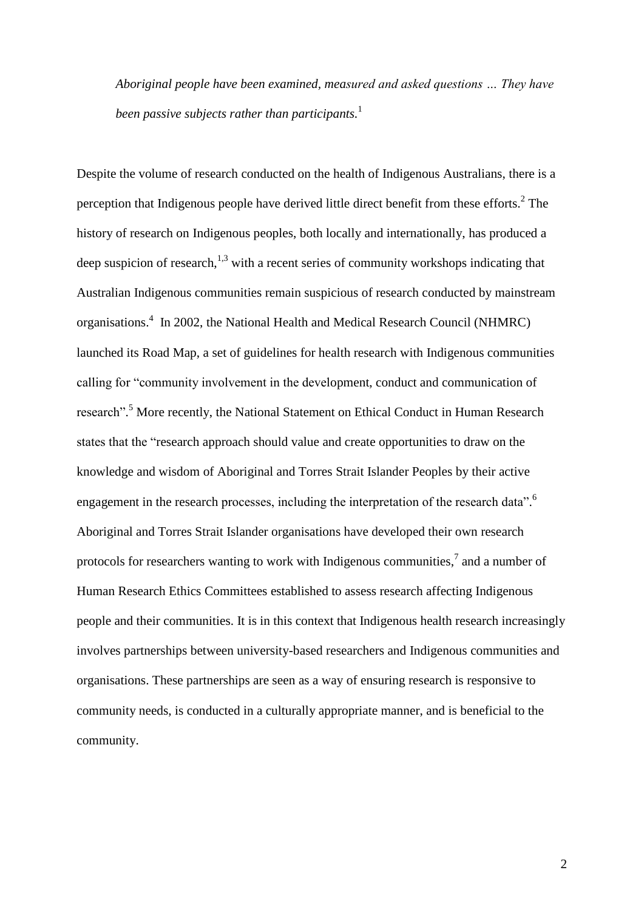> *Aboriginal people have been examined, measured and asked questions … They have been passive subjects rather than participants.*[1]

Despite the volume of research conducted on the health of Indigenous Australians, there is a perception that Indigenous people have derived little direct benefit from these efforts.[2] The history of research on Indigenous peoples, both locally and internationally, has produced a deep suspicion of research,[1,3] with a recent series of community workshops indicating that Australian Indigenous communities remain suspicious of research conducted by mainstream organisations.[4] In 2002, the National Health and Medical Research Council (NHMRC) launched its Road Map, a set of guidelines for health research with Indigenous communities calling for "community involvement in the development, conduct and communication of research".[5] More recently, the National Statement on Ethical Conduct in Human Research states that the "research approach should value and create opportunities to draw on the knowledge and wisdom of Aboriginal and Torres Strait Islander Peoples by their active engagement in the research processes, including the interpretation of the research data".[6] Aboriginal and Torres Strait Islander organisations have developed their own research protocols for researchers wanting to work with Indigenous communities,[7] and a number of Human Research Ethics Committees established to assess research affecting Indigenous people and their communities. It is in this context that Indigenous health research increasingly involves partnerships between university-based researchers and Indigenous communities and organisations. These partnerships are seen as a way of ensuring research is responsive to community needs, is conducted in a culturally appropriate manner, and is beneficial to the community.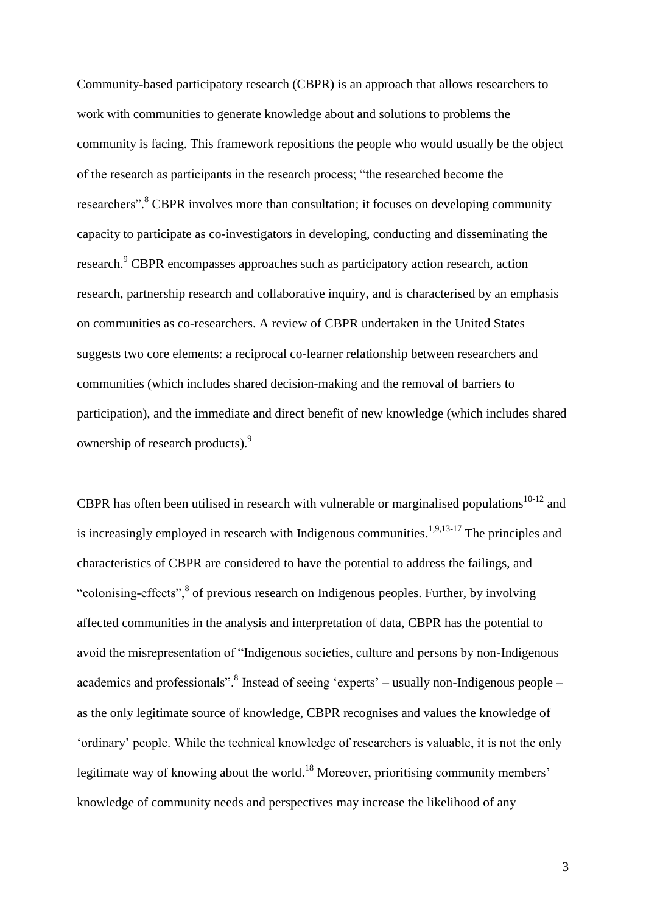Community-based participatory research (CBPR) is an approach that allows researchers to work with communities to generate knowledge about and solutions to problems the community is facing. This framework repositions the people who would usually be the object of the research as participants in the research process; "the researched become the researchers".[8] CBPR involves more than consultation; it focuses on developing community capacity to participate as co-investigators in developing, conducting and disseminating the research.[9] CBPR encompasses approaches such as participatory action research, action research, partnership research and collaborative inquiry, and is characterised by an emphasis on communities as co-researchers. A review of CBPR undertaken in the United States suggests two core elements: a reciprocal co-learner relationship between researchers and communities (which includes shared decision-making and the removal of barriers to participation), and the immediate and direct benefit of new knowledge (which includes shared ownership of research products).[9]

CBPR has often been utilised in research with vulnerable or marginalised populations[10-12] and is increasingly employed in research with Indigenous communities.[1,9,13-17] The principles and characteristics of CBPR are considered to have the potential to address the failings, and "colonising-effects",[8] of previous research on Indigenous peoples. Further, by involving affected communities in the analysis and interpretation of data, CBPR has the potential to avoid the misrepresentation of "Indigenous societies, culture and persons by non-Indigenous academics and professionals".[8] Instead of seeing 'experts' – usually non-Indigenous people – as the only legitimate source of knowledge, CBPR recognises and values the knowledge of 'ordinary' people. While the technical knowledge of researchers is valuable, it is not the only legitimate way of knowing about the world.[18] Moreover, prioritising community members' knowledge of community needs and perspectives may increase the likelihood of any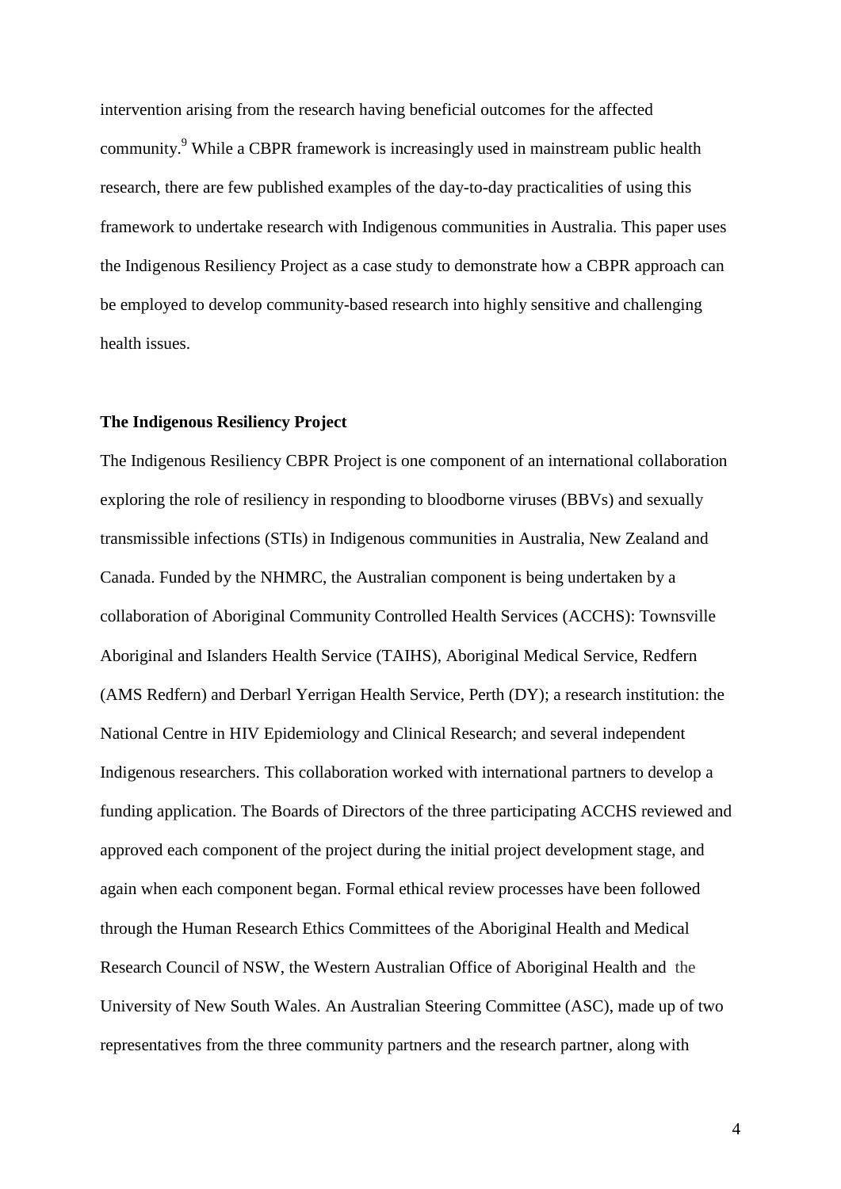intervention arising from the research having beneficial outcomes for the affected community.[9] While a CBPR framework is increasingly used in mainstream public health research, there are few published examples of the day-to-day practicalities of using this framework to undertake research with Indigenous communities in Australia. This paper uses the Indigenous Resiliency Project as a case study to demonstrate how a CBPR approach can be employed to develop community-based research into highly sensitive and challenging health issues.

**The Indigenous Resiliency Project**

The Indigenous Resiliency CBPR Project is one component of an international collaboration exploring the role of resiliency in responding to bloodborne viruses (BBVs) and sexually transmissible infections (STIs) in Indigenous communities in Australia, New Zealand and Canada. Funded by the NHMRC, the Australian component is being undertaken by a collaboration of Aboriginal Community Controlled Health Services (ACCHS): Townsville Aboriginal and Islanders Health Service (TAIHS), Aboriginal Medical Service, Redfern (AMS Redfern) and Derbarl Yerrigan Health Service, Perth (DY); a research institution: the National Centre in HIV Epidemiology and Clinical Research; and several independent Indigenous researchers. This collaboration worked with international partners to develop a funding application. The Boards of Directors of the three participating ACCHS reviewed and approved each component of the project during the initial project development stage, and again when each component began. Formal ethical review processes have been followed through the Human Research Ethics Committees of the Aboriginal Health and Medical Research Council of NSW, the Western Australian Office of Aboriginal Health and the University of New South Wales. An Australian Steering Committee (ASC), made up of two representatives from the three community partners and the research partner, along with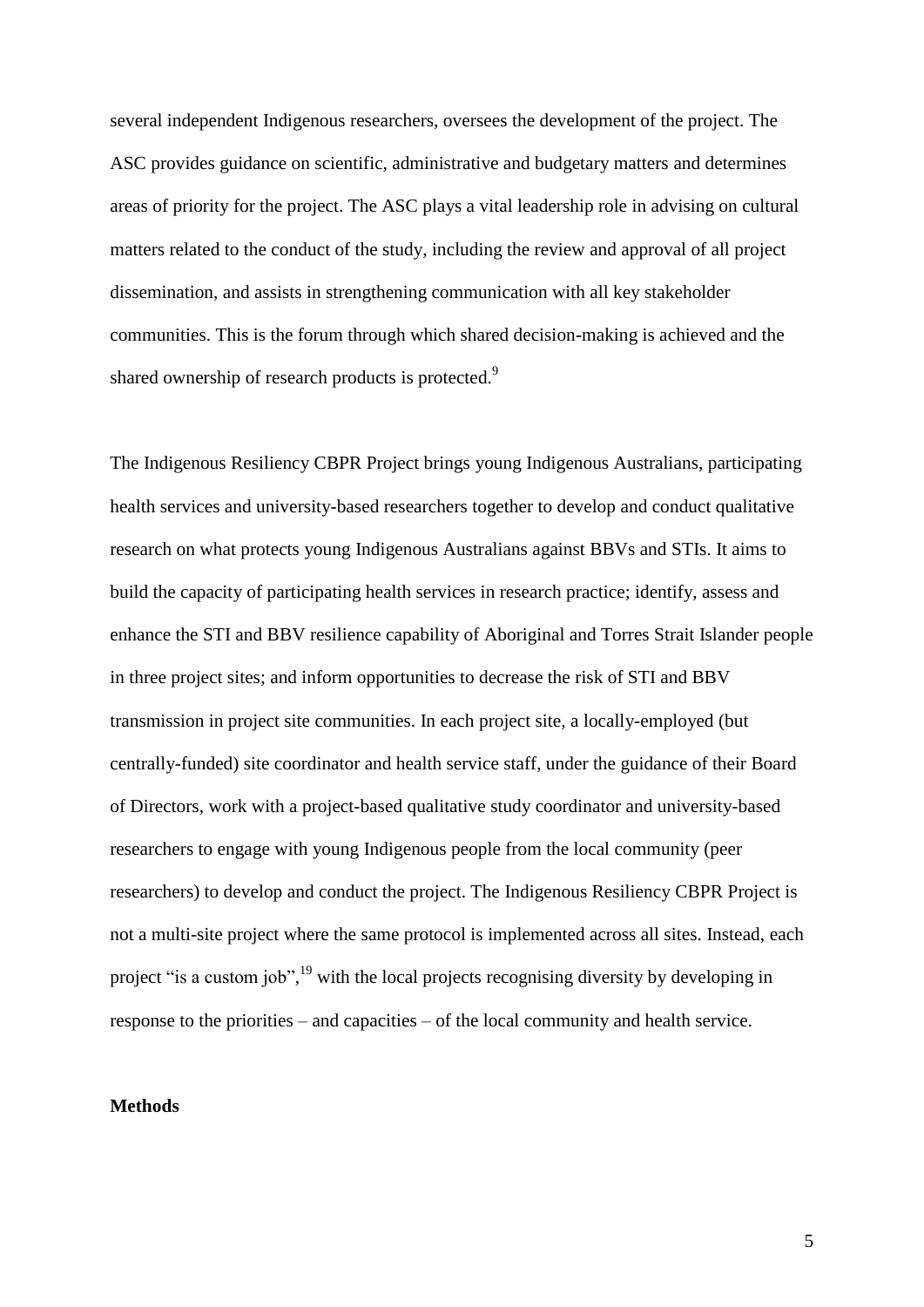several independent Indigenous researchers, oversees the development of the project. The ASC provides guidance on scientific, administrative and budgetary matters and determines areas of priority for the project. The ASC plays a vital leadership role in advising on cultural matters related to the conduct of the study, including the review and approval of all project dissemination, and assists in strengthening communication with all key stakeholder communities. This is the forum through which shared decision-making is achieved and the shared ownership of research products is protected.[9]

The Indigenous Resiliency CBPR Project brings young Indigenous Australians, participating health services and university-based researchers together to develop and conduct qualitative research on what protects young Indigenous Australians against BBVs and STIs. It aims to build the capacity of participating health services in research practice; identify, assess and enhance the STI and BBV resilience capability of Aboriginal and Torres Strait Islander people in three project sites; and inform opportunities to decrease the risk of STI and BBV transmission in project site communities. In each project site, a locally-employed (but centrally-funded) site coordinator and health service staff, under the guidance of their Board of Directors, work with a project-based qualitative study coordinator and university-based researchers to engage with young Indigenous people from the local community (peer researchers) to develop and conduct the project. The Indigenous Resiliency CBPR Project is not a multi-site project where the same protocol is implemented across all sites. Instead, each project "is a custom job",[19] with the local projects recognising diversity by developing in response to the priorities – and capacities – of the local community and health service.

**Methods**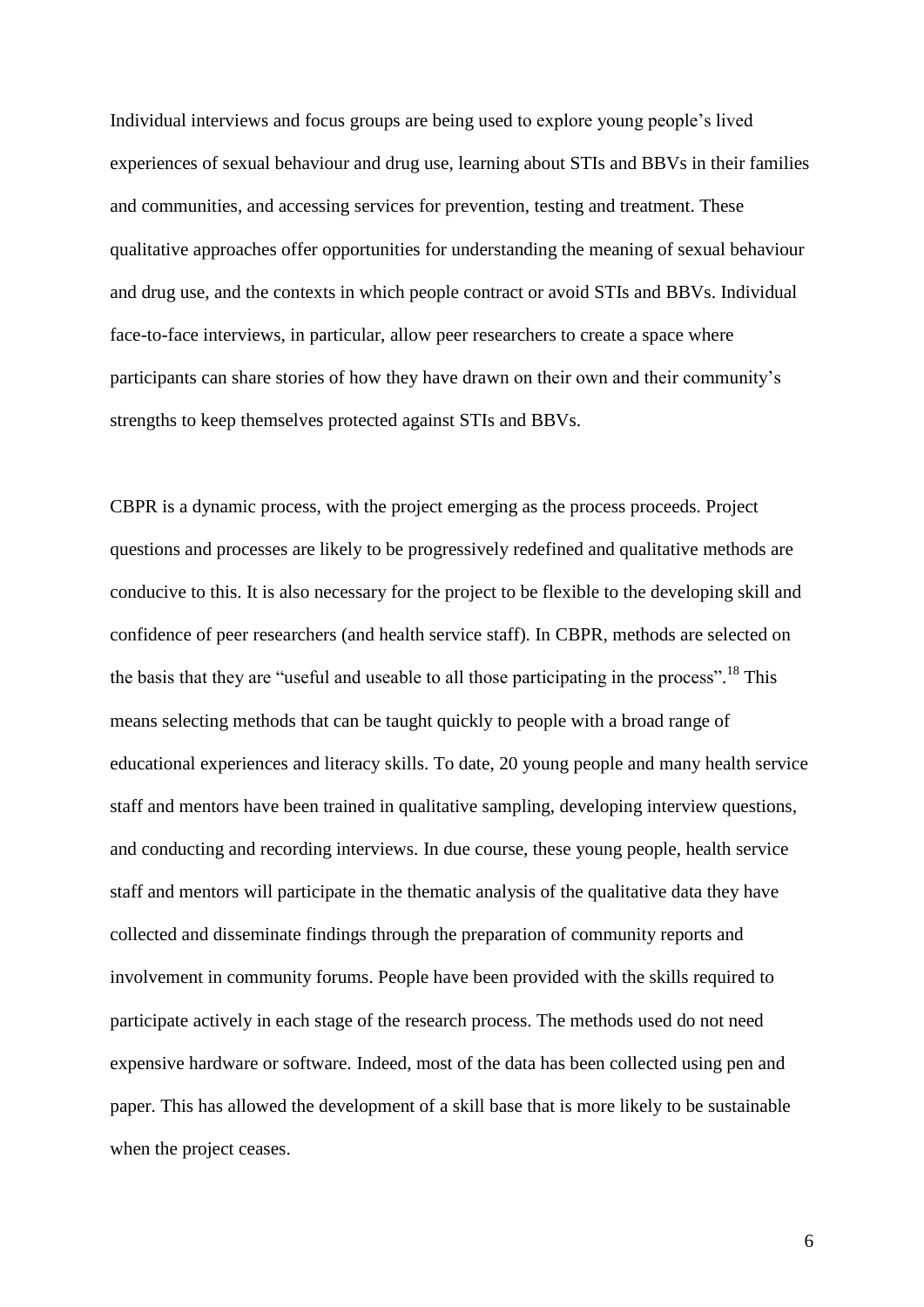Individual interviews and focus groups are being used to explore young people's lived experiences of sexual behaviour and drug use, learning about STIs and BBVs in their families and communities, and accessing services for prevention, testing and treatment. These qualitative approaches offer opportunities for understanding the meaning of sexual behaviour and drug use, and the contexts in which people contract or avoid STIs and BBVs. Individual face-to-face interviews, in particular, allow peer researchers to create a space where participants can share stories of how they have drawn on their own and their community's strengths to keep themselves protected against STIs and BBVs.

CBPR is a dynamic process, with the project emerging as the process proceeds. Project questions and processes are likely to be progressively redefined and qualitative methods are conducive to this. It is also necessary for the project to be flexible to the developing skill and confidence of peer researchers (and health service staff). In CBPR, methods are selected on the basis that they are "useful and useable to all those participating in the process".[18] This means selecting methods that can be taught quickly to people with a broad range of educational experiences and literacy skills. To date, 20 young people and many health service staff and mentors have been trained in qualitative sampling, developing interview questions, and conducting and recording interviews. In due course, these young people, health service staff and mentors will participate in the thematic analysis of the qualitative data they have collected and disseminate findings through the preparation of community reports and involvement in community forums. People have been provided with the skills required to participate actively in each stage of the research process. The methods used do not need expensive hardware or software. Indeed, most of the data has been collected using pen and paper. This has allowed the development of a skill base that is more likely to be sustainable when the project ceases.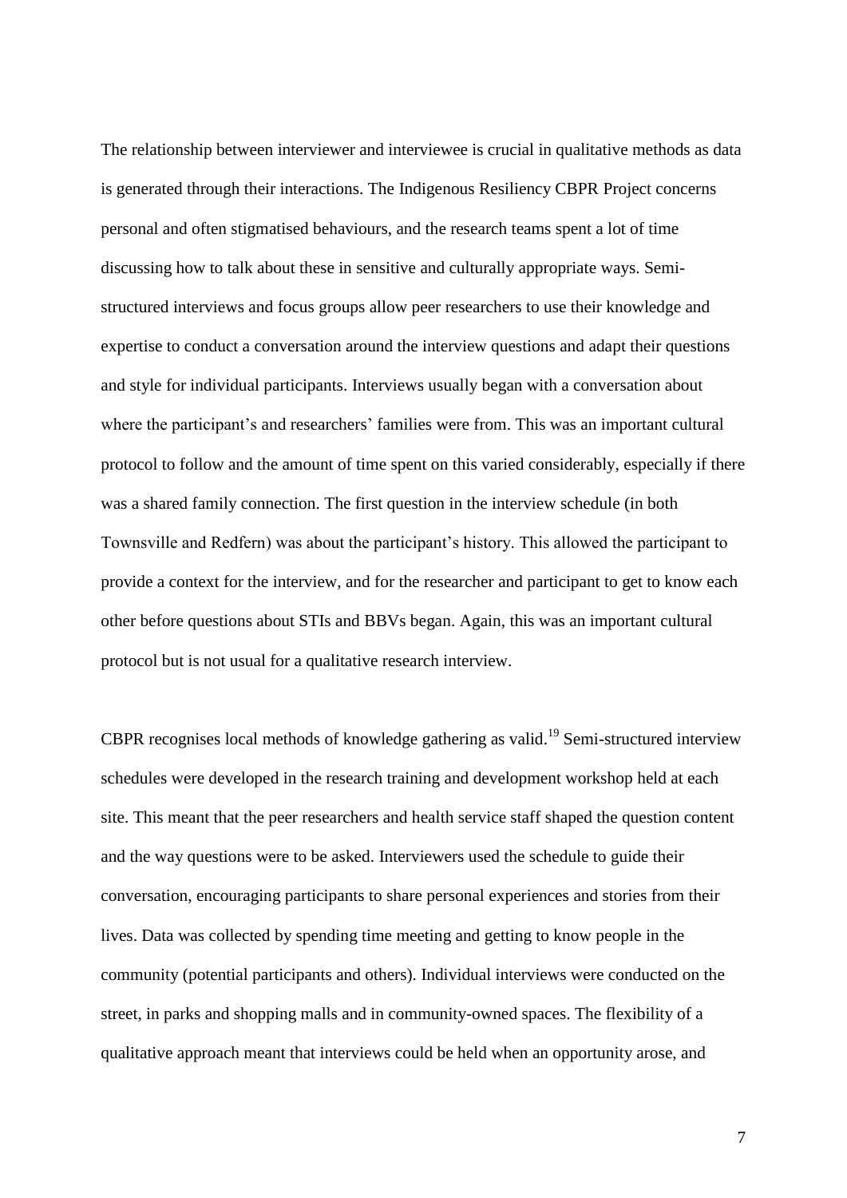The relationship between interviewer and interviewee is crucial in qualitative methods as data is generated through their interactions. The Indigenous Resiliency CBPR Project concerns personal and often stigmatised behaviours, and the research teams spent a lot of time discussing how to talk about these in sensitive and culturally appropriate ways. Semi-structured interviews and focus groups allow peer researchers to use their knowledge and expertise to conduct a conversation around the interview questions and adapt their questions and style for individual participants. Interviews usually began with a conversation about where the participant's and researchers' families were from. This was an important cultural protocol to follow and the amount of time spent on this varied considerably, especially if there was a shared family connection. The first question in the interview schedule (in both Townsville and Redfern) was about the participant's history. This allowed the participant to provide a context for the interview, and for the researcher and participant to get to know each other before questions about STIs and BBVs began. Again, this was an important cultural protocol but is not usual for a qualitative research interview.

CBPR recognises local methods of knowledge gathering as valid.[19] Semi-structured interview schedules were developed in the research training and development workshop held at each site. This meant that the peer researchers and health service staff shaped the question content and the way questions were to be asked. Interviewers used the schedule to guide their conversation, encouraging participants to share personal experiences and stories from their lives. Data was collected by spending time meeting and getting to know people in the community (potential participants and others). Individual interviews were conducted on the street, in parks and shopping malls and in community-owned spaces. The flexibility of a qualitative approach meant that interviews could be held when an opportunity arose, and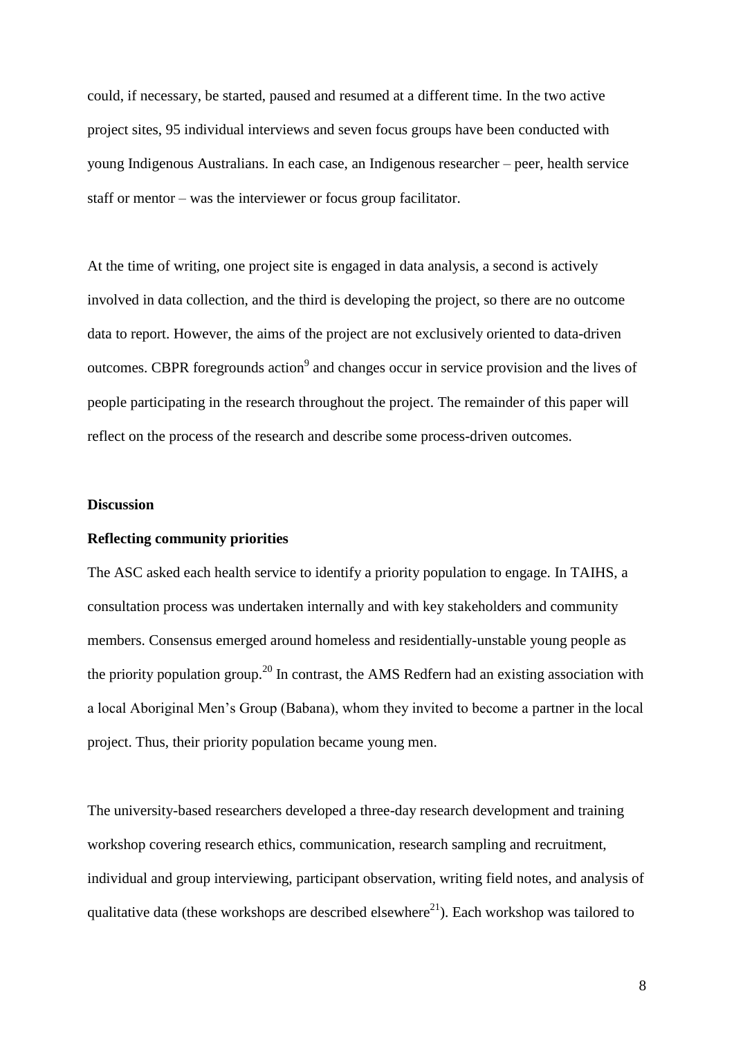could, if necessary, be started, paused and resumed at a different time. In the two active project sites, 95 individual interviews and seven focus groups have been conducted with young Indigenous Australians. In each case, an Indigenous researcher – peer, health service staff or mentor – was the interviewer or focus group facilitator.

At the time of writing, one project site is engaged in data analysis, a second is actively involved in data collection, and the third is developing the project, so there are no outcome data to report. However, the aims of the project are not exclusively oriented to data-driven outcomes. CBPR foregrounds action[9] and changes occur in service provision and the lives of people participating in the research throughout the project. The remainder of this paper will reflect on the process of the research and describe some process-driven outcomes.

## Discussion

### Reflecting community priorities

The ASC asked each health service to identify a priority population to engage. In TAIHS, a consultation process was undertaken internally and with key stakeholders and community members. Consensus emerged around homeless and residentially-unstable young people as the priority population group.[20] In contrast, the AMS Redfern had an existing association with a local Aboriginal Men's Group (Babana), whom they invited to become a partner in the local project. Thus, their priority population became young men.

The university-based researchers developed a three-day research development and training workshop covering research ethics, communication, research sampling and recruitment, individual and group interviewing, participant observation, writing field notes, and analysis of qualitative data (these workshops are described elsewhere[21]). Each workshop was tailored to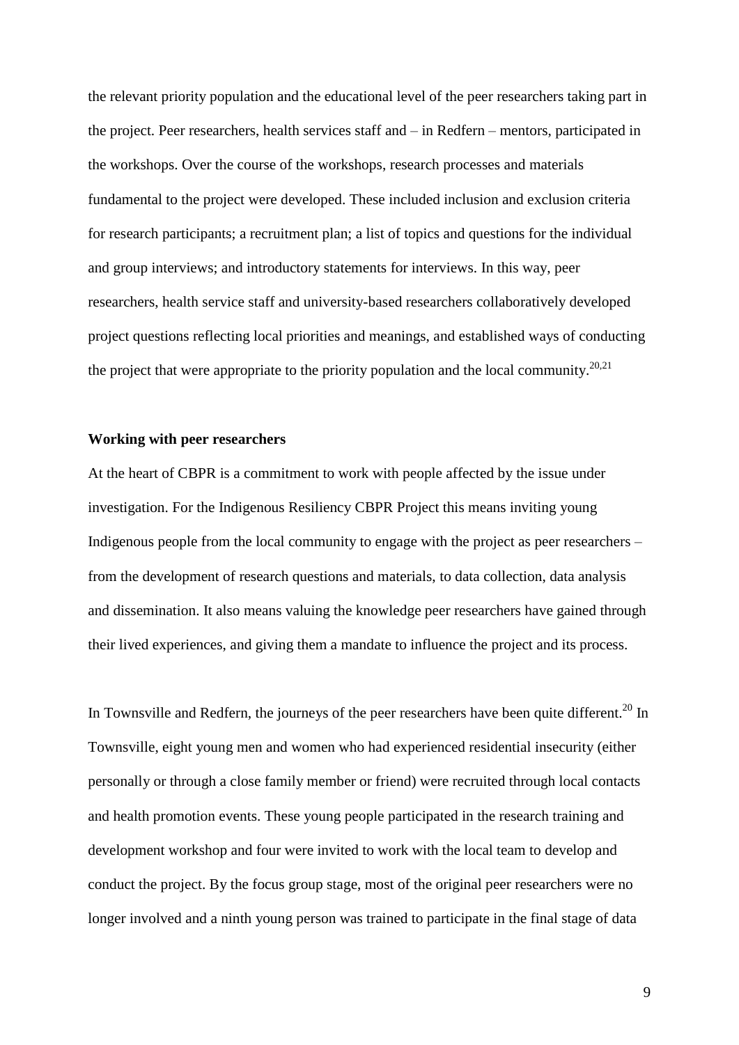the relevant priority population and the educational level of the peer researchers taking part in the project. Peer researchers, health services staff and – in Redfern – mentors, participated in the workshops. Over the course of the workshops, research processes and materials fundamental to the project were developed. These included inclusion and exclusion criteria for research participants; a recruitment plan; a list of topics and questions for the individual and group interviews; and introductory statements for interviews. In this way, peer researchers, health service staff and university-based researchers collaboratively developed project questions reflecting local priorities and meanings, and established ways of conducting the project that were appropriate to the priority population and the local community.[20,21]

**Working with peer researchers**

At the heart of CBPR is a commitment to work with people affected by the issue under investigation. For the Indigenous Resiliency CBPR Project this means inviting young Indigenous people from the local community to engage with the project as peer researchers – from the development of research questions and materials, to data collection, data analysis and dissemination. It also means valuing the knowledge peer researchers have gained through their lived experiences, and giving them a mandate to influence the project and its process.

In Townsville and Redfern, the journeys of the peer researchers have been quite different.[20] In Townsville, eight young men and women who had experienced residential insecurity (either personally or through a close family member or friend) were recruited through local contacts and health promotion events. These young people participated in the research training and development workshop and four were invited to work with the local team to develop and conduct the project. By the focus group stage, most of the original peer researchers were no longer involved and a ninth young person was trained to participate in the final stage of data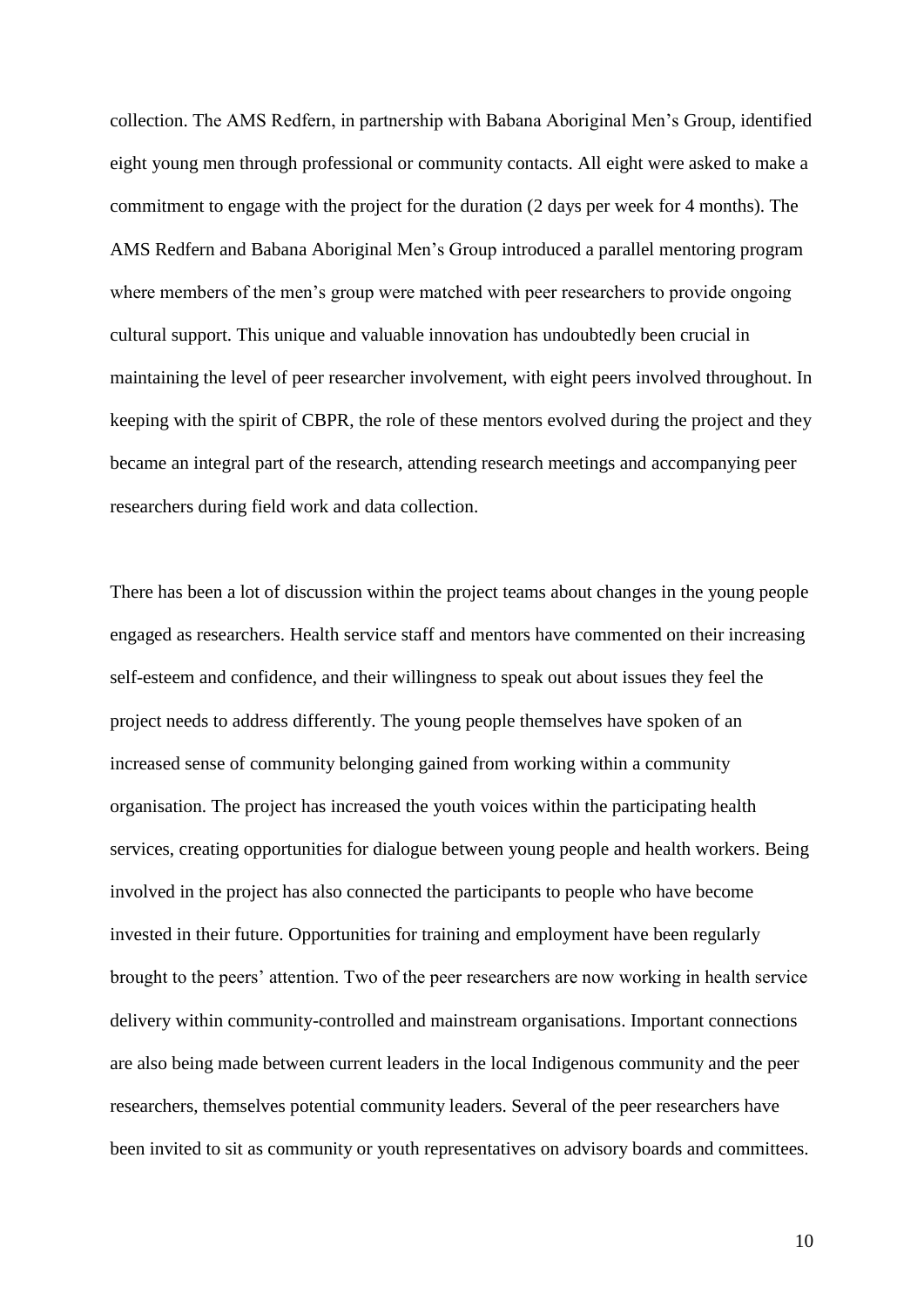collection. The AMS Redfern, in partnership with Babana Aboriginal Men's Group, identified eight young men through professional or community contacts. All eight were asked to make a commitment to engage with the project for the duration (2 days per week for 4 months). The AMS Redfern and Babana Aboriginal Men's Group introduced a parallel mentoring program where members of the men's group were matched with peer researchers to provide ongoing cultural support. This unique and valuable innovation has undoubtedly been crucial in maintaining the level of peer researcher involvement, with eight peers involved throughout. In keeping with the spirit of CBPR, the role of these mentors evolved during the project and they became an integral part of the research, attending research meetings and accompanying peer researchers during field work and data collection.

There has been a lot of discussion within the project teams about changes in the young people engaged as researchers. Health service staff and mentors have commented on their increasing self-esteem and confidence, and their willingness to speak out about issues they feel the project needs to address differently. The young people themselves have spoken of an increased sense of community belonging gained from working within a community organisation. The project has increased the youth voices within the participating health services, creating opportunities for dialogue between young people and health workers. Being involved in the project has also connected the participants to people who have become invested in their future. Opportunities for training and employment have been regularly brought to the peers' attention. Two of the peer researchers are now working in health service delivery within community-controlled and mainstream organisations. Important connections are also being made between current leaders in the local Indigenous community and the peer researchers, themselves potential community leaders. Several of the peer researchers have been invited to sit as community or youth representatives on advisory boards and committees.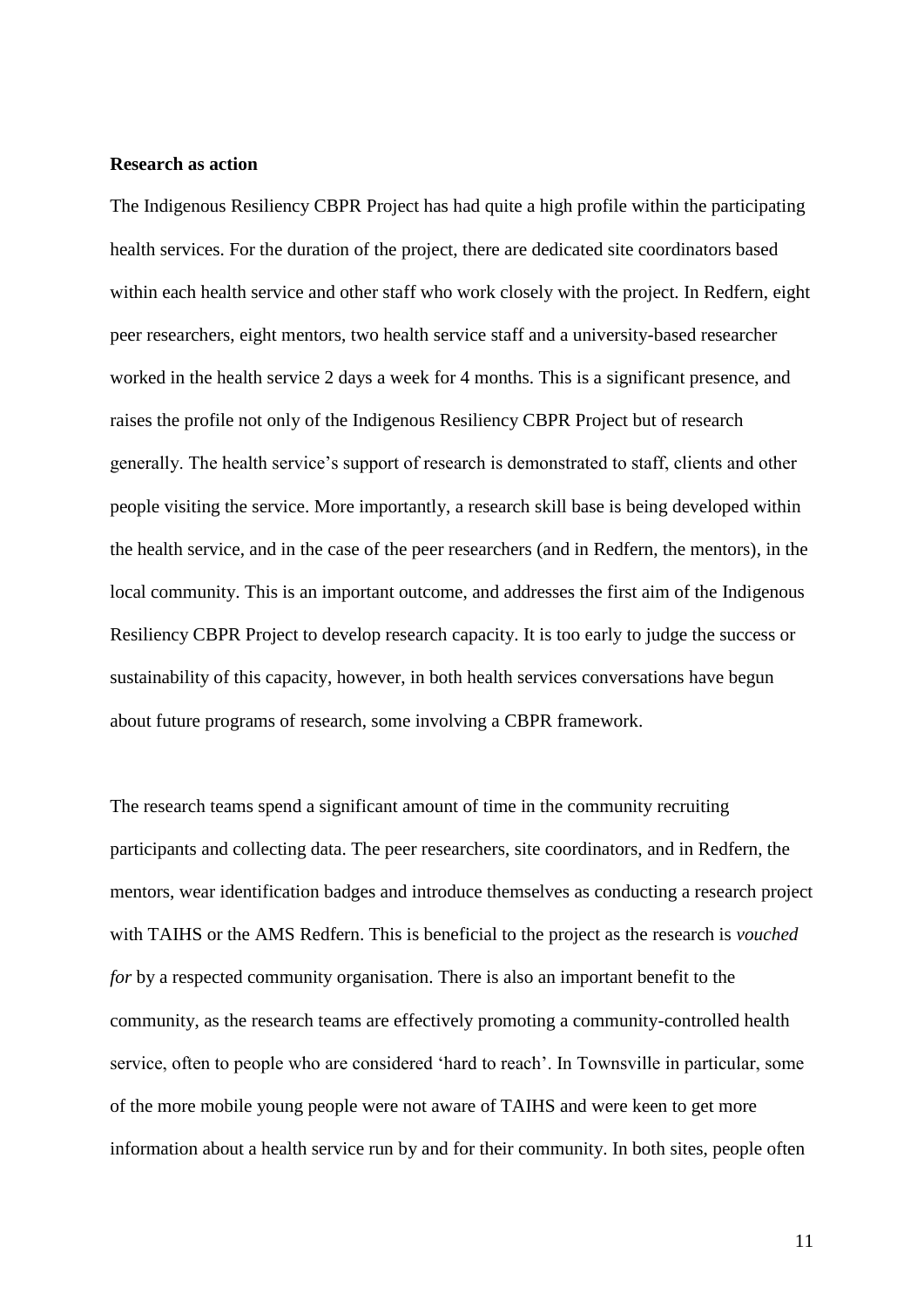**Research as action**

The Indigenous Resiliency CBPR Project has had quite a high profile within the participating health services. For the duration of the project, there are dedicated site coordinators based within each health service and other staff who work closely with the project. In Redfern, eight peer researchers, eight mentors, two health service staff and a university-based researcher worked in the health service 2 days a week for 4 months. This is a significant presence, and raises the profile not only of the Indigenous Resiliency CBPR Project but of research generally. The health service's support of research is demonstrated to staff, clients and other people visiting the service. More importantly, a research skill base is being developed within the health service, and in the case of the peer researchers (and in Redfern, the mentors), in the local community. This is an important outcome, and addresses the first aim of the Indigenous Resiliency CBPR Project to develop research capacity. It is too early to judge the success or sustainability of this capacity, however, in both health services conversations have begun about future programs of research, some involving a CBPR framework.

The research teams spend a significant amount of time in the community recruiting participants and collecting data. The peer researchers, site coordinators, and in Redfern, the mentors, wear identification badges and introduce themselves as conducting a research project with TAIHS or the AMS Redfern. This is beneficial to the project as the research is *vouched for* by a respected community organisation. There is also an important benefit to the community, as the research teams are effectively promoting a community-controlled health service, often to people who are considered 'hard to reach'. In Townsville in particular, some of the more mobile young people were not aware of TAIHS and were keen to get more information about a health service run by and for their community. In both sites, people often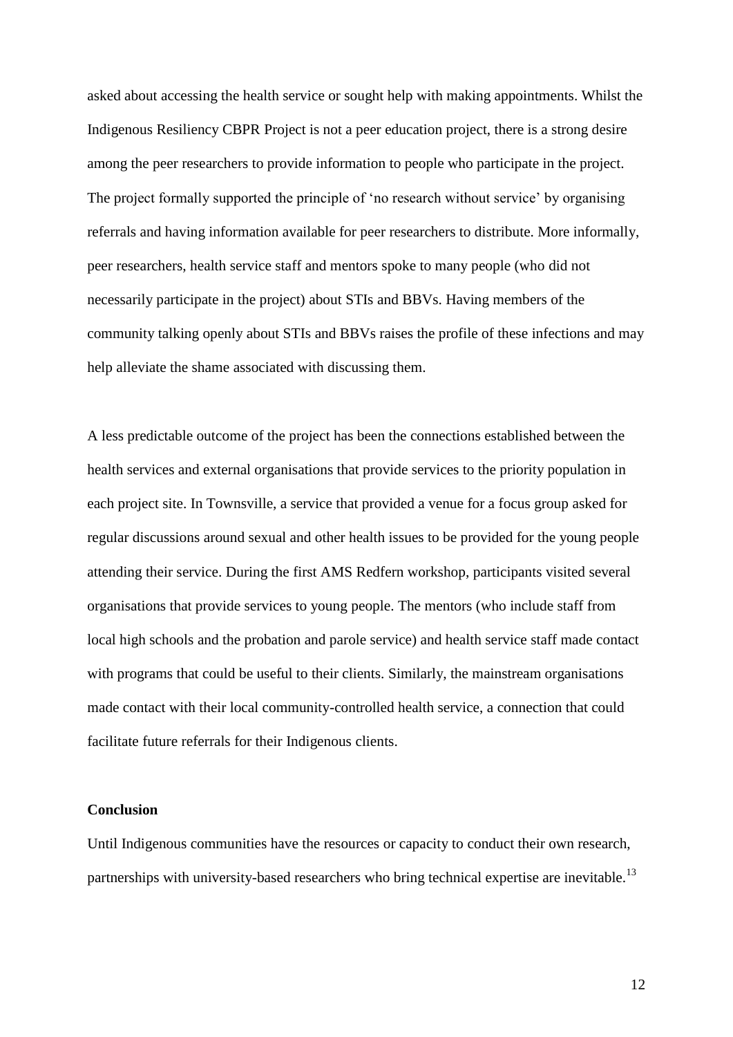asked about accessing the health service or sought help with making appointments. Whilst the Indigenous Resiliency CBPR Project is not a peer education project, there is a strong desire among the peer researchers to provide information to people who participate in the project. The project formally supported the principle of 'no research without service' by organising referrals and having information available for peer researchers to distribute. More informally, peer researchers, health service staff and mentors spoke to many people (who did not necessarily participate in the project) about STIs and BBVs. Having members of the community talking openly about STIs and BBVs raises the profile of these infections and may help alleviate the shame associated with discussing them.

A less predictable outcome of the project has been the connections established between the health services and external organisations that provide services to the priority population in each project site. In Townsville, a service that provided a venue for a focus group asked for regular discussions around sexual and other health issues to be provided for the young people attending their service. During the first AMS Redfern workshop, participants visited several organisations that provide services to young people. The mentors (who include staff from local high schools and the probation and parole service) and health service staff made contact with programs that could be useful to their clients. Similarly, the mainstream organisations made contact with their local community-controlled health service, a connection that could facilitate future referrals for their Indigenous clients.

## Conclusion

Until Indigenous communities have the resources or capacity to conduct their own research, partnerships with university-based researchers who bring technical expertise are inevitable.[13]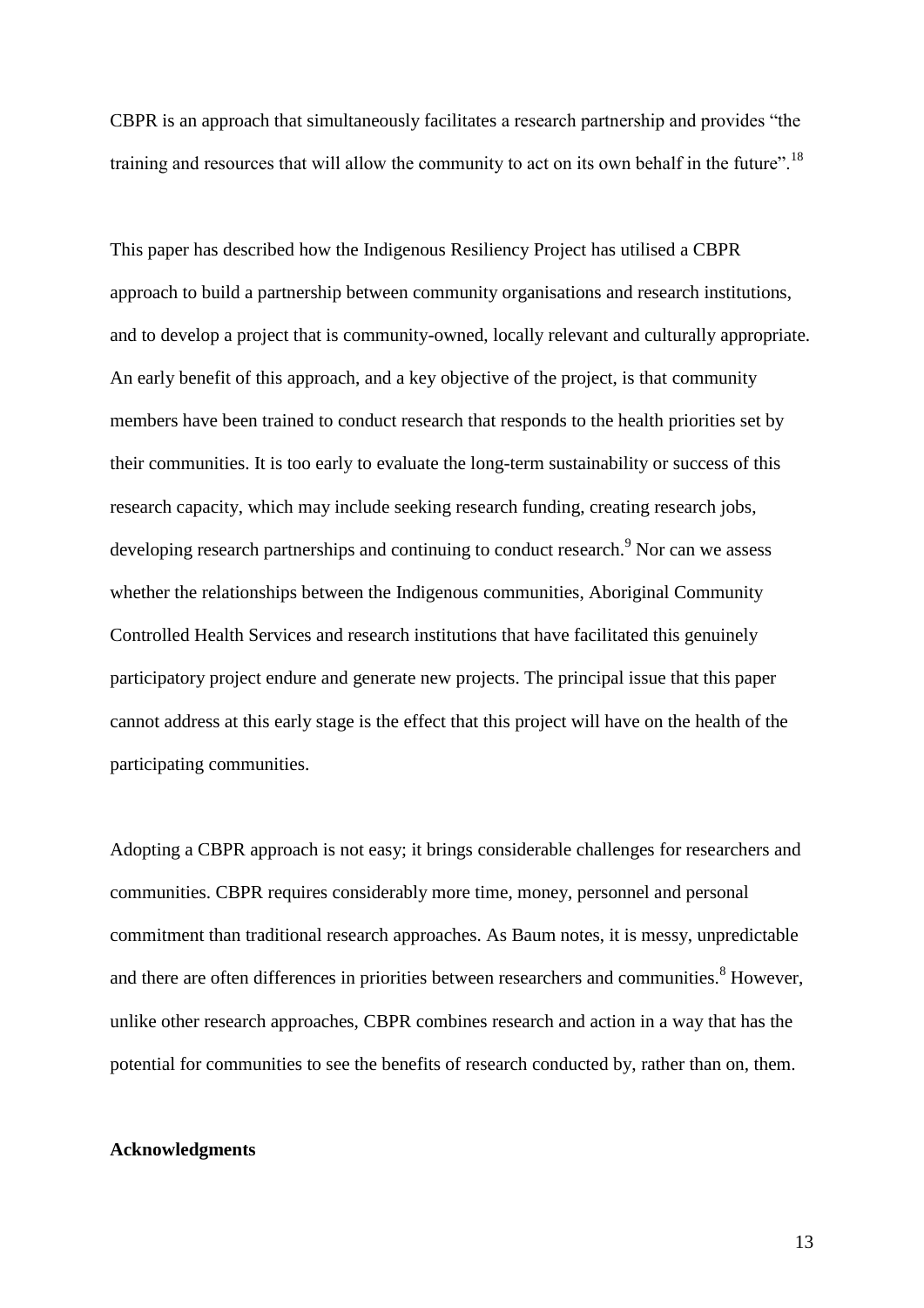CBPR is an approach that simultaneously facilitates a research partnership and provides "the training and resources that will allow the community to act on its own behalf in the future".[18]

This paper has described how the Indigenous Resiliency Project has utilised a CBPR approach to build a partnership between community organisations and research institutions, and to develop a project that is community-owned, locally relevant and culturally appropriate. An early benefit of this approach, and a key objective of the project, is that community members have been trained to conduct research that responds to the health priorities set by their communities. It is too early to evaluate the long-term sustainability or success of this research capacity, which may include seeking research funding, creating research jobs, developing research partnerships and continuing to conduct research.[9] Nor can we assess whether the relationships between the Indigenous communities, Aboriginal Community Controlled Health Services and research institutions that have facilitated this genuinely participatory project endure and generate new projects. The principal issue that this paper cannot address at this early stage is the effect that this project will have on the health of the participating communities.

Adopting a CBPR approach is not easy; it brings considerable challenges for researchers and communities. CBPR requires considerably more time, money, personnel and personal commitment than traditional research approaches. As Baum notes, it is messy, unpredictable and there are often differences in priorities between researchers and communities.[8] However, unlike other research approaches, CBPR combines research and action in a way that has the potential for communities to see the benefits of research conducted by, rather than on, them.

**Acknowledgments**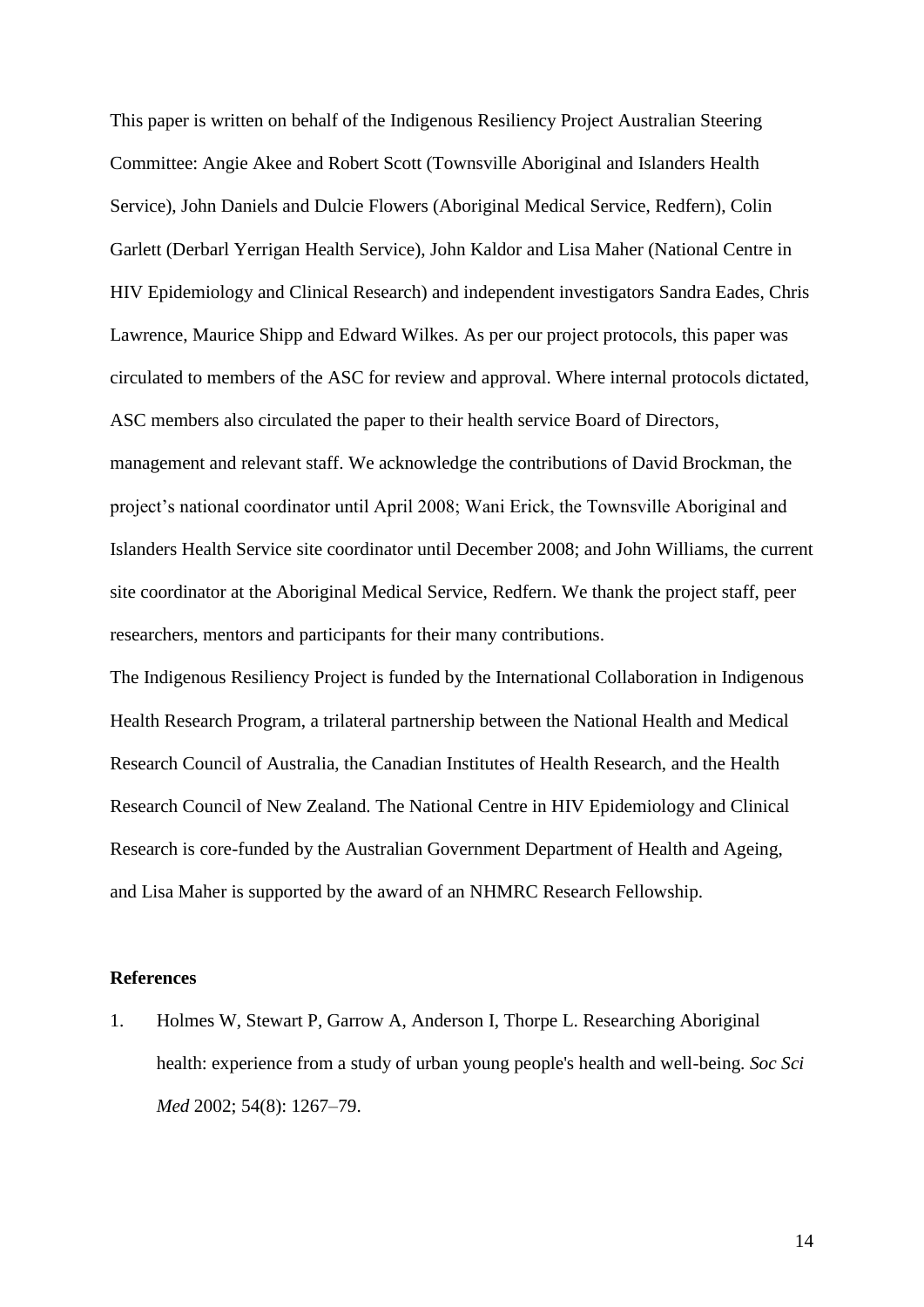This paper is written on behalf of the Indigenous Resiliency Project Australian Steering Committee: Angie Akee and Robert Scott (Townsville Aboriginal and Islanders Health Service), John Daniels and Dulcie Flowers (Aboriginal Medical Service, Redfern), Colin Garlett (Derbarl Yerrigan Health Service), John Kaldor and Lisa Maher (National Centre in HIV Epidemiology and Clinical Research) and independent investigators Sandra Eades, Chris Lawrence, Maurice Shipp and Edward Wilkes. As per our project protocols, this paper was circulated to members of the ASC for review and approval. Where internal protocols dictated, ASC members also circulated the paper to their health service Board of Directors, management and relevant staff. We acknowledge the contributions of David Brockman, the project's national coordinator until April 2008; Wani Erick, the Townsville Aboriginal and Islanders Health Service site coordinator until December 2008; and John Williams, the current site coordinator at the Aboriginal Medical Service, Redfern. We thank the project staff, peer researchers, mentors and participants for their many contributions.

The Indigenous Resiliency Project is funded by the International Collaboration in Indigenous Health Research Program, a trilateral partnership between the National Health and Medical Research Council of Australia, the Canadian Institutes of Health Research, and the Health Research Council of New Zealand. The National Centre in HIV Epidemiology and Clinical Research is core-funded by the Australian Government Department of Health and Ageing, and Lisa Maher is supported by the award of an NHMRC Research Fellowship.

**References**

1. Holmes W, Stewart P, Garrow A, Anderson I, Thorpe L. Researching Aboriginal health: experience from a study of urban young people's health and well-being. *Soc Sci Med* 2002; 54(8): 1267–79.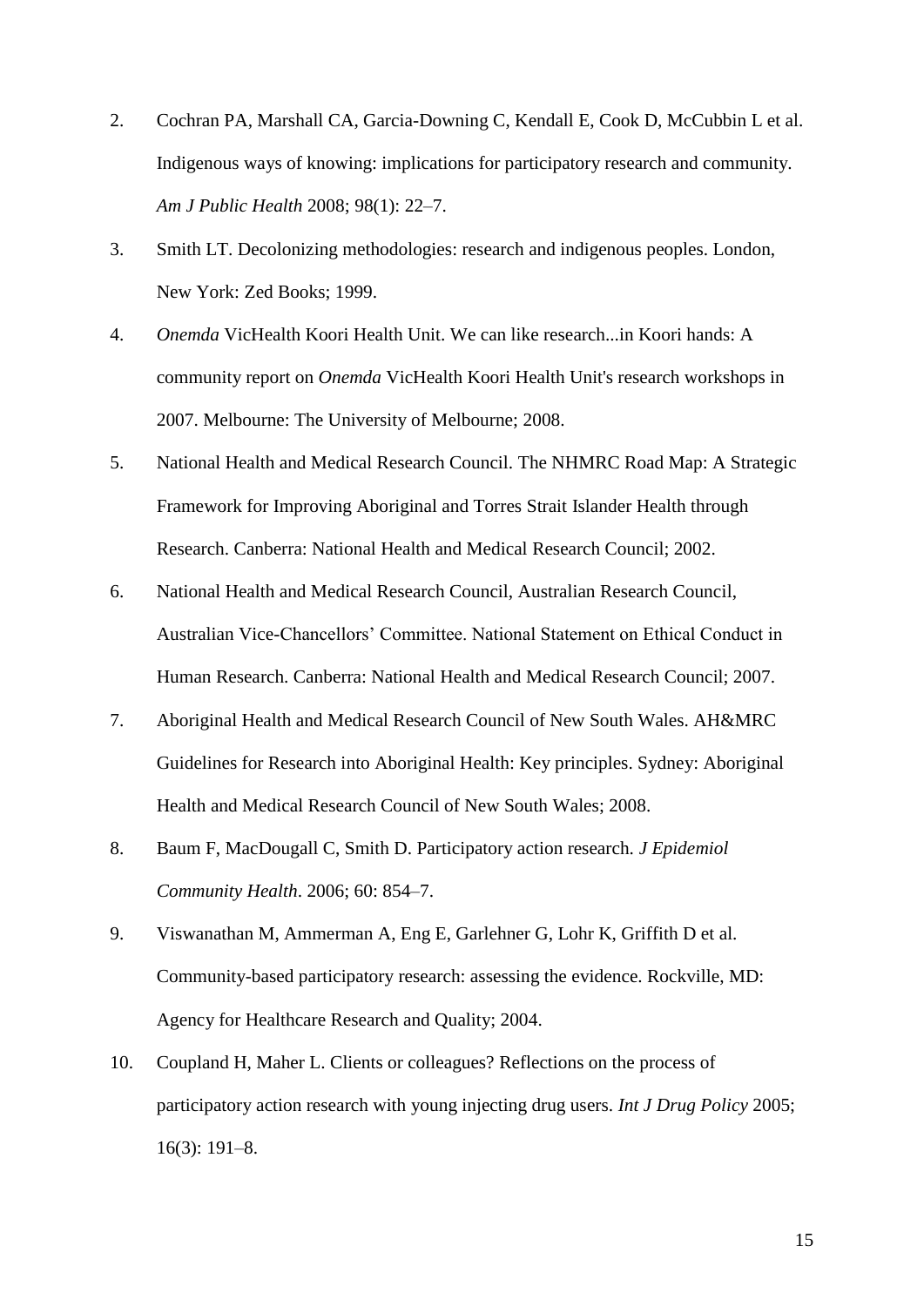2. Cochran PA, Marshall CA, Garcia-Downing C, Kendall E, Cook D, McCubbin L et al. Indigenous ways of knowing: implications for participatory research and community. *Am J Public Health* 2008; 98(1): 22–7.
3. Smith LT. Decolonizing methodologies: research and indigenous peoples. London, New York: Zed Books; 1999.
4. *Onemda* VicHealth Koori Health Unit. We can like research...in Koori hands: A community report on *Onemda* VicHealth Koori Health Unit's research workshops in 2007. Melbourne: The University of Melbourne; 2008.
5. National Health and Medical Research Council. The NHMRC Road Map: A Strategic Framework for Improving Aboriginal and Torres Strait Islander Health through Research. Canberra: National Health and Medical Research Council; 2002.
6. National Health and Medical Research Council, Australian Research Council, Australian Vice-Chancellors' Committee. National Statement on Ethical Conduct in Human Research. Canberra: National Health and Medical Research Council; 2007.
7. Aboriginal Health and Medical Research Council of New South Wales. AH&MRC Guidelines for Research into Aboriginal Health: Key principles. Sydney: Aboriginal Health and Medical Research Council of New South Wales; 2008.
8. Baum F, MacDougall C, Smith D. Participatory action research. *J Epidemiol Community Health*. 2006; 60: 854–7.
9. Viswanathan M, Ammerman A, Eng E, Garlehner G, Lohr K, Griffith D et al. Community-based participatory research: assessing the evidence. Rockville, MD: Agency for Healthcare Research and Quality; 2004.
10. Coupland H, Maher L. Clients or colleagues? Reflections on the process of participatory action research with young injecting drug users. *Int J Drug Policy* 2005; 16(3): 191–8.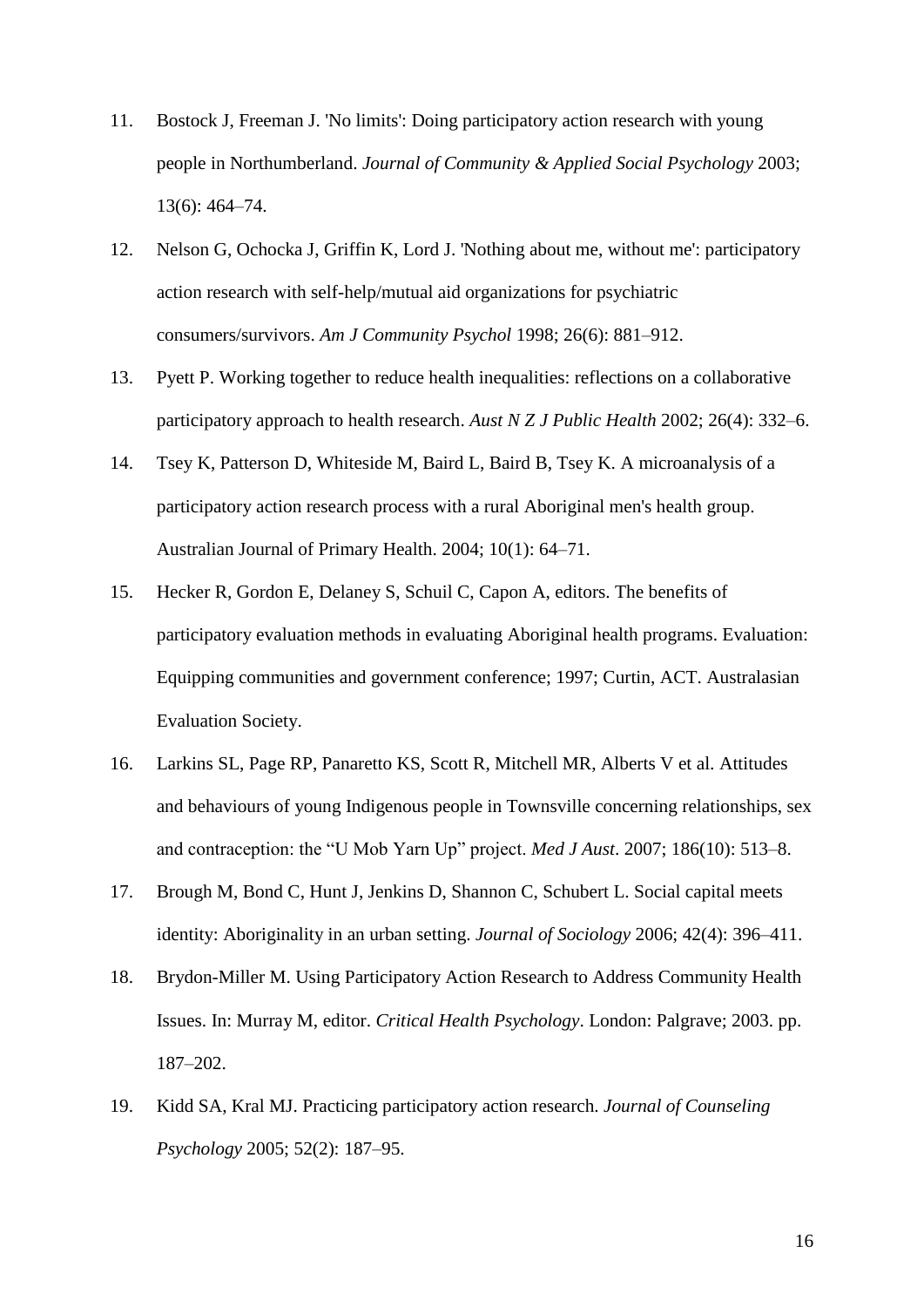11. Bostock J, Freeman J. 'No limits': Doing participatory action research with young people in Northumberland. *Journal of Community & Applied Social Psychology* 2003; 13(6): 464–74.
12. Nelson G, Ochocka J, Griffin K, Lord J. 'Nothing about me, without me': participatory action research with self-help/mutual aid organizations for psychiatric consumers/survivors. *Am J Community Psychol* 1998; 26(6): 881–912.
13. Pyett P. Working together to reduce health inequalities: reflections on a collaborative participatory approach to health research. *Aust N Z J Public Health* 2002; 26(4): 332–6.
14. Tsey K, Patterson D, Whiteside M, Baird L, Baird B, Tsey K. A microanalysis of a participatory action research process with a rural Aboriginal men's health group. Australian Journal of Primary Health. 2004; 10(1): 64–71.
15. Hecker R, Gordon E, Delaney S, Schuil C, Capon A, editors. The benefits of participatory evaluation methods in evaluating Aboriginal health programs. Evaluation: Equipping communities and government conference; 1997; Curtin, ACT. Australasian Evaluation Society.
16. Larkins SL, Page RP, Panaretto KS, Scott R, Mitchell MR, Alberts V et al. Attitudes and behaviours of young Indigenous people in Townsville concerning relationships, sex and contraception: the "U Mob Yarn Up" project. *Med J Aust*. 2007; 186(10): 513–8.
17. Brough M, Bond C, Hunt J, Jenkins D, Shannon C, Schubert L. Social capital meets identity: Aboriginality in an urban setting. *Journal of Sociology* 2006; 42(4): 396–411.
18. Brydon-Miller M. Using Participatory Action Research to Address Community Health Issues. In: Murray M, editor. *Critical Health Psychology*. London: Palgrave; 2003. pp. 187–202.
19. Kidd SA, Kral MJ. Practicing participatory action research. *Journal of Counseling Psychology* 2005; 52(2): 187–95.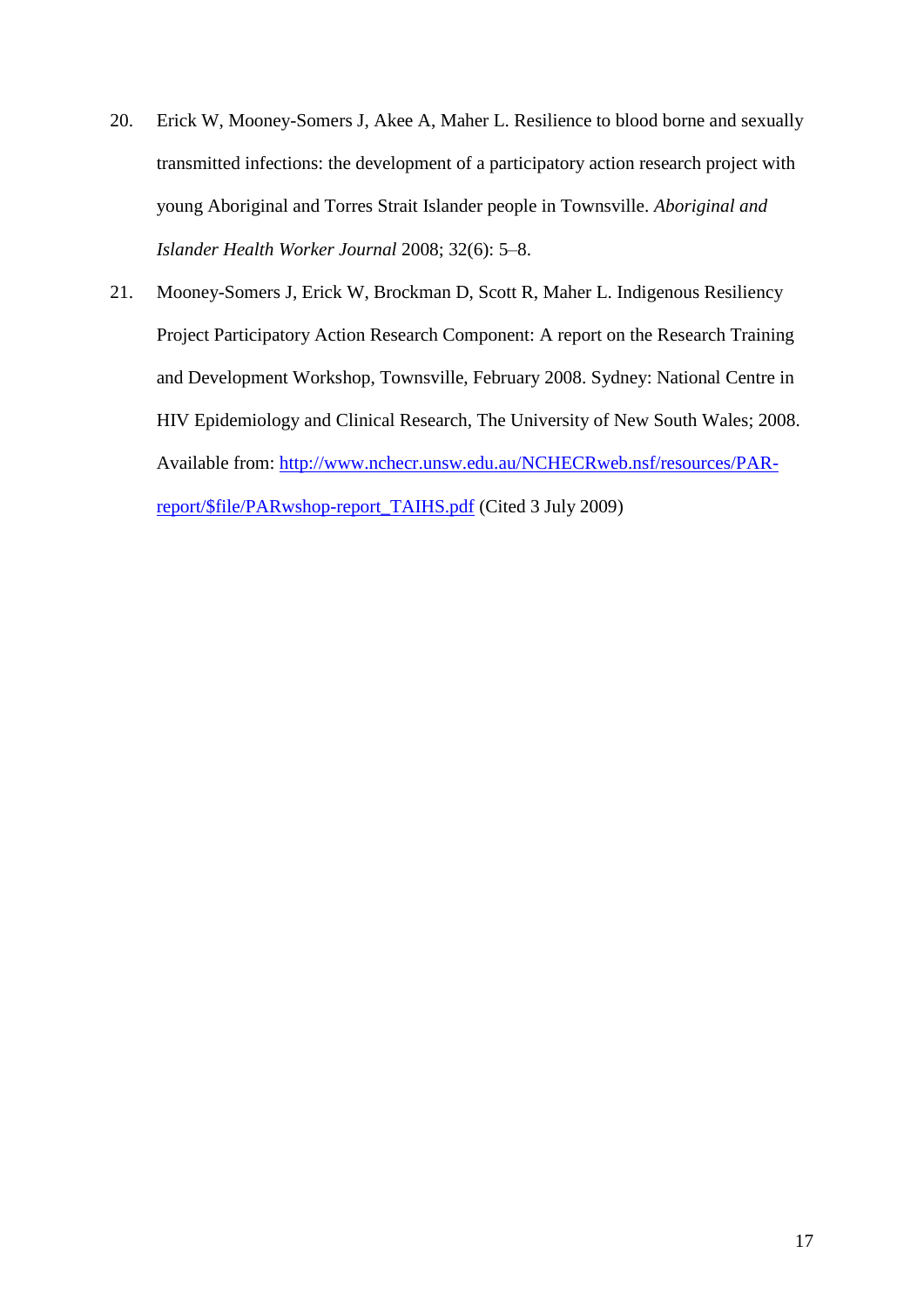20. Erick W, Mooney-Somers J, Akee A, Maher L. Resilience to blood borne and sexually transmitted infections: the development of a participatory action research project with young Aboriginal and Torres Strait Islander people in Townsville. *Aboriginal and Islander Health Worker Journal* 2008; 32(6): 5–8.

21. Mooney-Somers J, Erick W, Brockman D, Scott R, Maher L. Indigenous Resiliency Project Participatory Action Research Component: A report on the Research Training and Development Workshop, Townsville, February 2008. Sydney: National Centre in HIV Epidemiology and Clinical Research, The University of New South Wales; 2008. Available from: [http://www.nchecr.unsw.edu.au/NCHECRweb.nsf/resources/PAR-report/$file/PARwshop-report_TAIHS.pdf](http://www.nchecr.unsw.edu.au/NCHECRweb.nsf/resources/PAR-report/$file/PARwshop-report_TAIHS.pdf) (Cited 3 July 2009)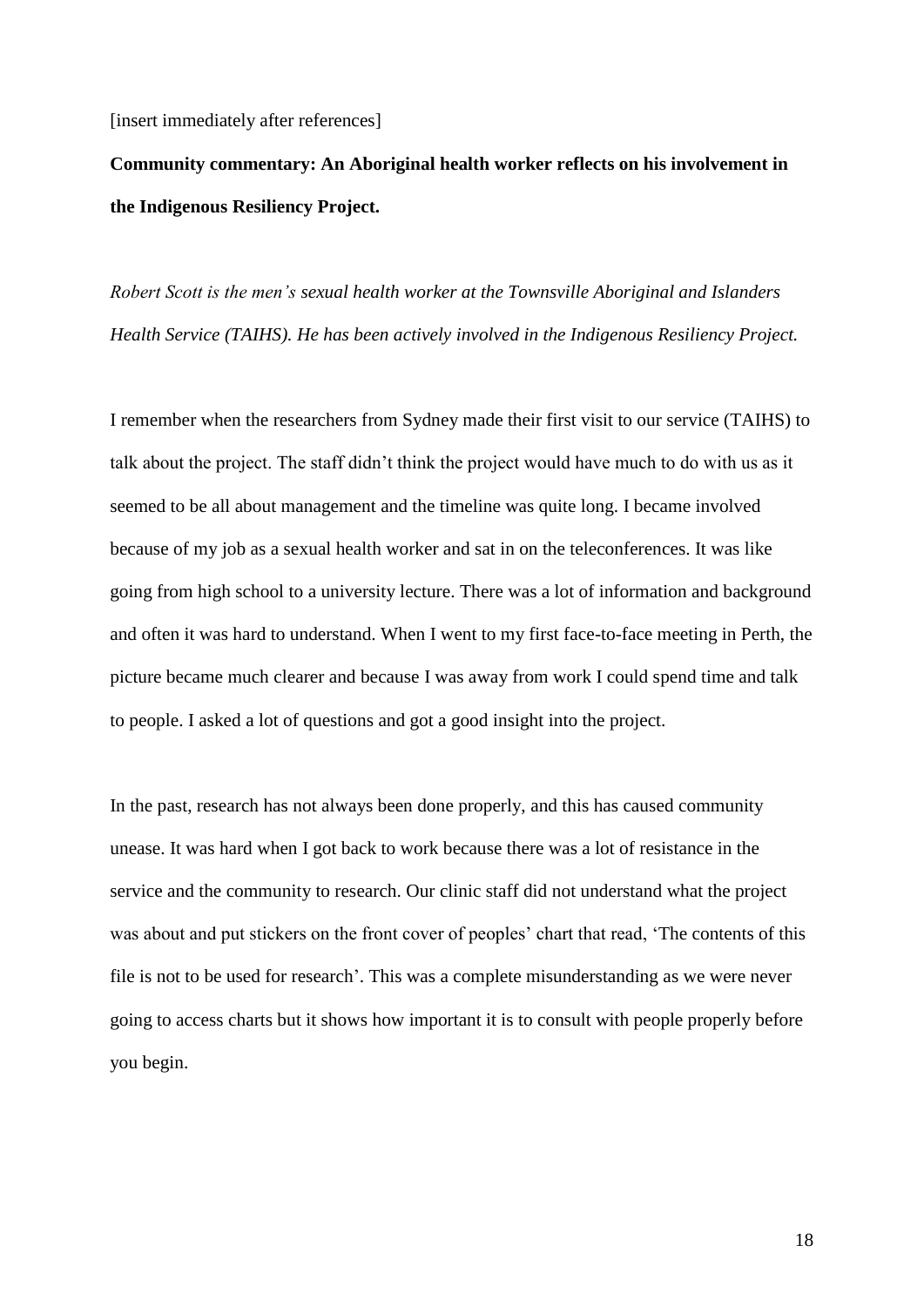[insert immediately after references]

**Community commentary: An Aboriginal health worker reflects on his involvement in the Indigenous Resiliency Project.**

*Robert Scott is the men's sexual health worker at the Townsville Aboriginal and Islanders Health Service (TAIHS). He has been actively involved in the Indigenous Resiliency Project.*

I remember when the researchers from Sydney made their first visit to our service (TAIHS) to talk about the project. The staff didn't think the project would have much to do with us as it seemed to be all about management and the timeline was quite long. I became involved because of my job as a sexual health worker and sat in on the teleconferences. It was like going from high school to a university lecture. There was a lot of information and background and often it was hard to understand. When I went to my first face-to-face meeting in Perth, the picture became much clearer and because I was away from work I could spend time and talk to people. I asked a lot of questions and got a good insight into the project.

In the past, research has not always been done properly, and this has caused community unease. It was hard when I got back to work because there was a lot of resistance in the service and the community to research. Our clinic staff did not understand what the project was about and put stickers on the front cover of peoples' chart that read, 'The contents of this file is not to be used for research'. This was a complete misunderstanding as we were never going to access charts but it shows how important it is to consult with people properly before you begin.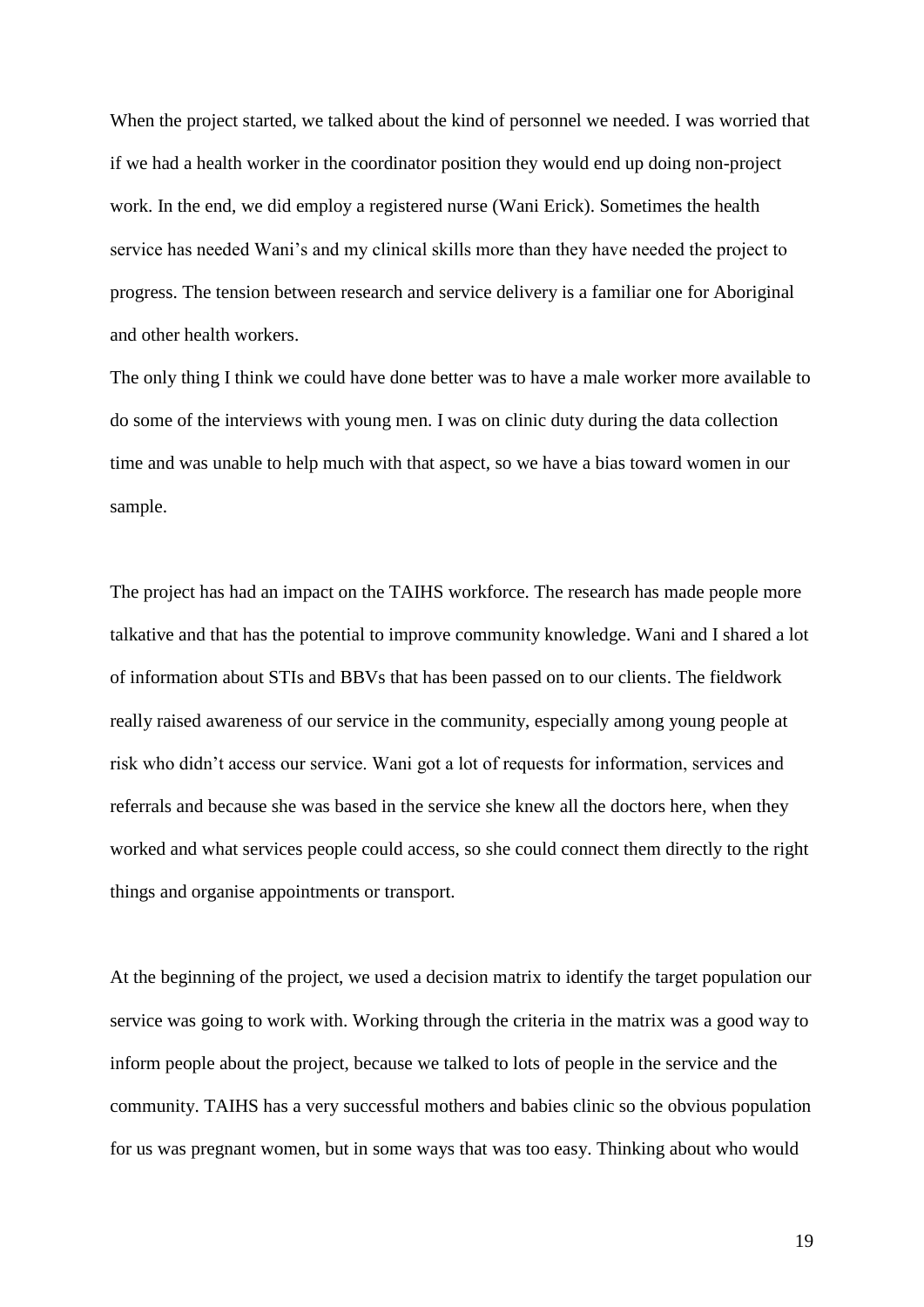When the project started, we talked about the kind of personnel we needed. I was worried that if we had a health worker in the coordinator position they would end up doing non-project work. In the end, we did employ a registered nurse (Wani Erick). Sometimes the health service has needed Wani's and my clinical skills more than they have needed the project to progress. The tension between research and service delivery is a familiar one for Aboriginal and other health workers.

The only thing I think we could have done better was to have a male worker more available to do some of the interviews with young men. I was on clinic duty during the data collection time and was unable to help much with that aspect, so we have a bias toward women in our sample.

The project has had an impact on the TAIHS workforce. The research has made people more talkative and that has the potential to improve community knowledge. Wani and I shared a lot of information about STIs and BBVs that has been passed on to our clients. The fieldwork really raised awareness of our service in the community, especially among young people at risk who didn't access our service. Wani got a lot of requests for information, services and referrals and because she was based in the service she knew all the doctors here, when they worked and what services people could access, so she could connect them directly to the right things and organise appointments or transport.

At the beginning of the project, we used a decision matrix to identify the target population our service was going to work with. Working through the criteria in the matrix was a good way to inform people about the project, because we talked to lots of people in the service and the community. TAIHS has a very successful mothers and babies clinic so the obvious population for us was pregnant women, but in some ways that was too easy. Thinking about who would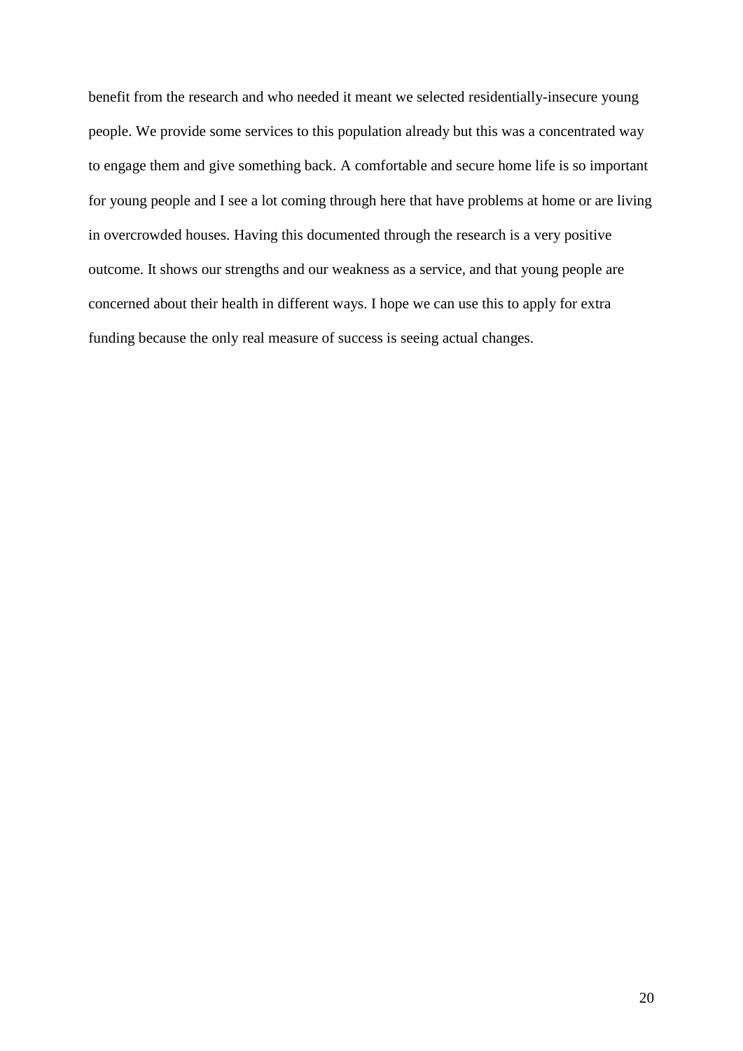benefit from the research and who needed it meant we selected residentially-insecure young people. We provide some services to this population already but this was a concentrated way to engage them and give something back. A comfortable and secure home life is so important for young people and I see a lot coming through here that have problems at home or are living in overcrowded houses. Having this documented through the research is a very positive outcome. It shows our strengths and our weakness as a service, and that young people are concerned about their health in different ways. I hope we can use this to apply for extra funding because the only real measure of success is seeing actual changes.